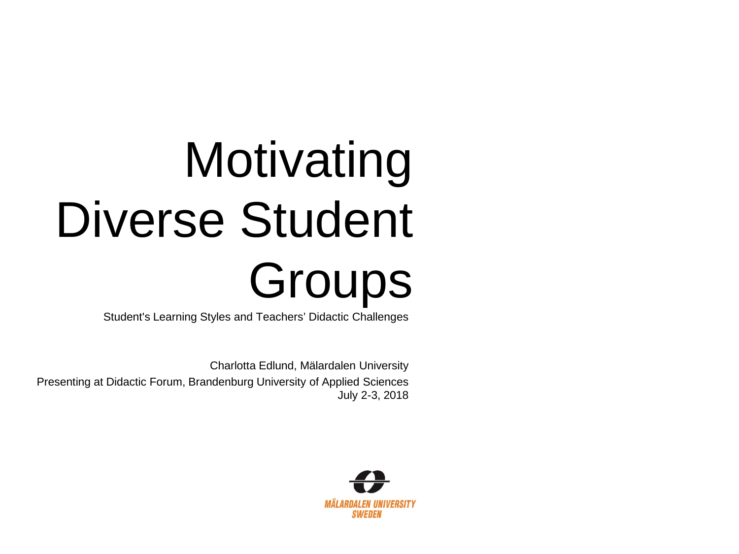# Motivating Diverse Student Groups

Student's Learning Styles and Teachers' Didactic Challenges

Charlotta Edlund, Mälardalen University

Presenting at Didactic Forum, Brandenburg University of Applied Sciences

July 2-3, 2018

MÄLARDALEN UNIVERSITY
SWEDEN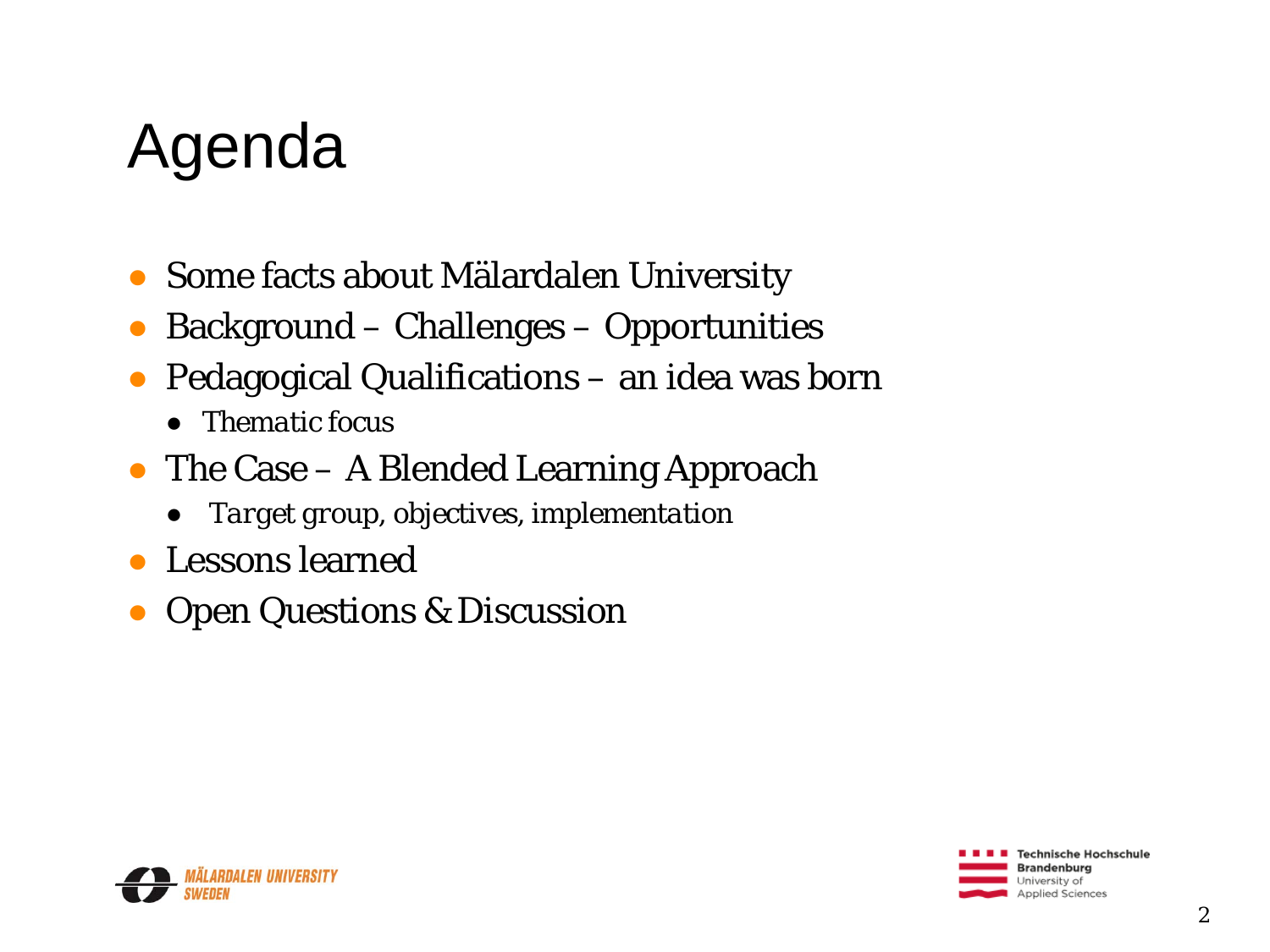# Agenda

- Some facts about Mälardalen University
- Background – Challenges – Opportunities
- Pedagogical Qualifications – an idea was born
  - *Thematic focus*
- The Case – A Blended Learning Approach
  - *Target group, objectives, implementation*
- Lessons learned
- Open Questions & Discussion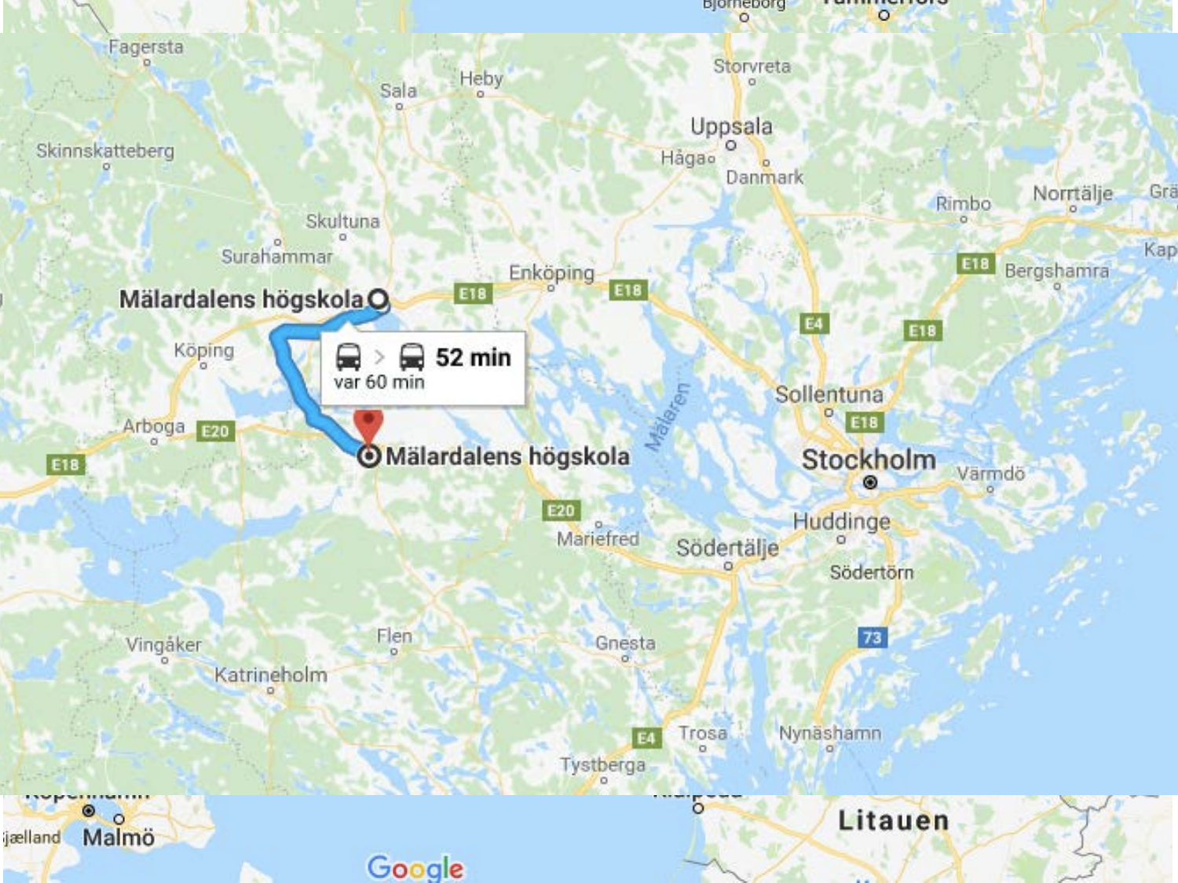Mälardalens högskola

52 min
var 60 min

Mälardalens högskola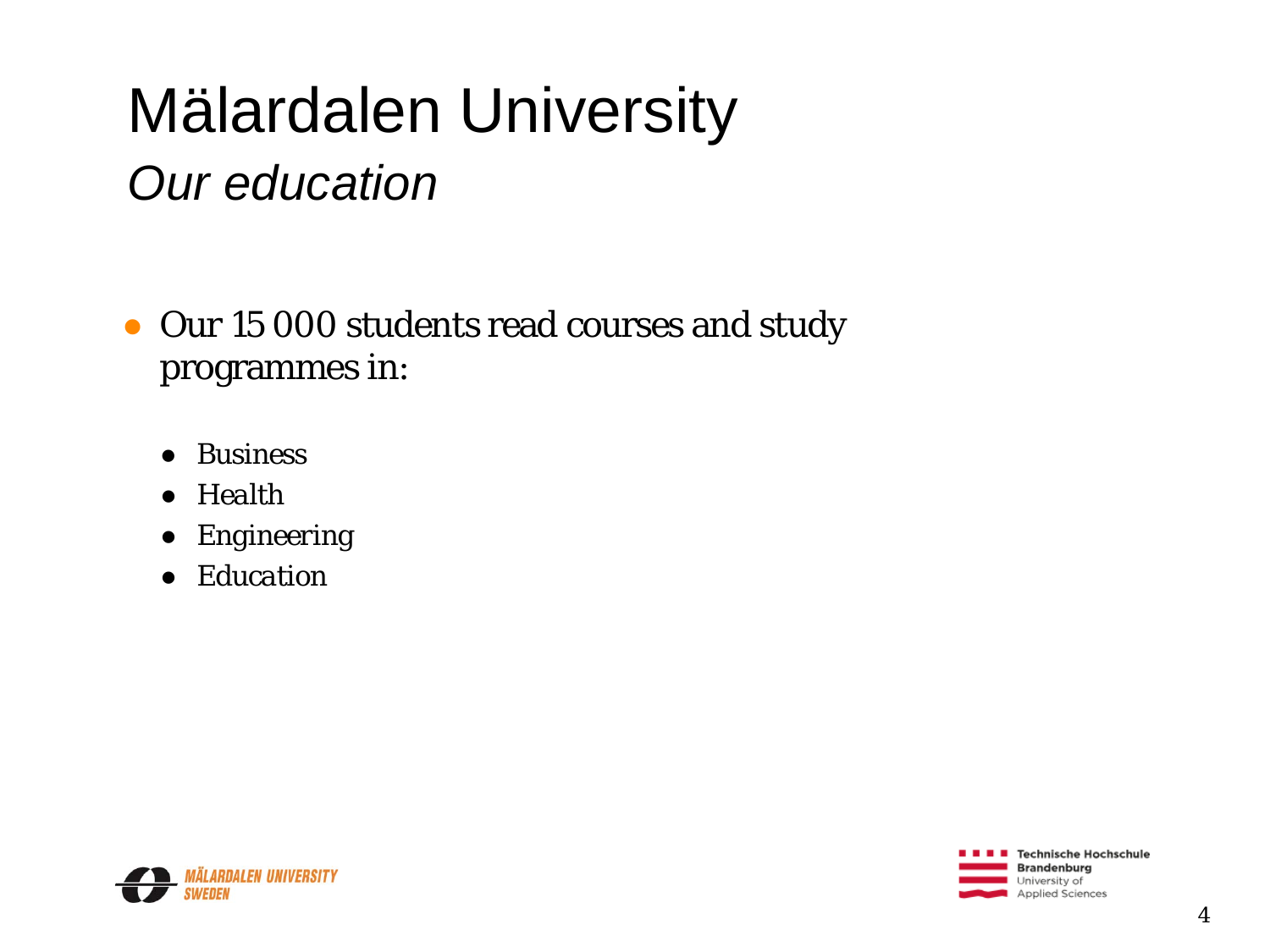# Mälardalen University

## *Our education*

- Our 15 000 students read courses and study programmes in:
  - Business
  - Health
  - Engineering
  - Education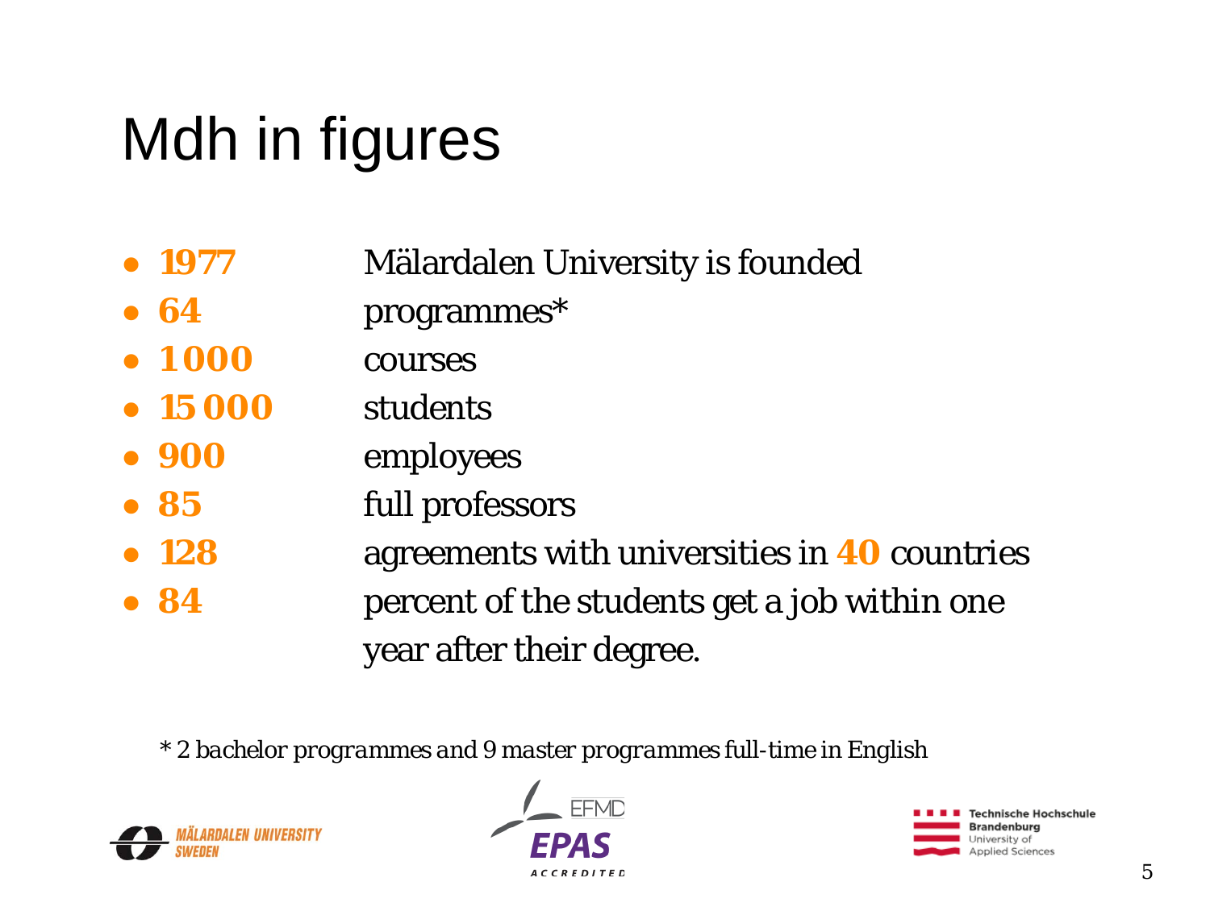# Mdh in figures

- **1977** Mälardalen University is founded
- **64** programmes*
- **1 000** courses
- **15 000** students
- **900** employees
- **85** full professors
- **128** agreements with universities in **40** countries
- **84** percent of the students get a job within one year after their degree.

*\* 2 bachelor programmes and 9 master programmes full-time in English*

MÄLARDALEN UNIVERSITY SWEDEN

EFMD EPAS ACCREDITED

Technische Hochschule Brandenburg University of Applied Sciences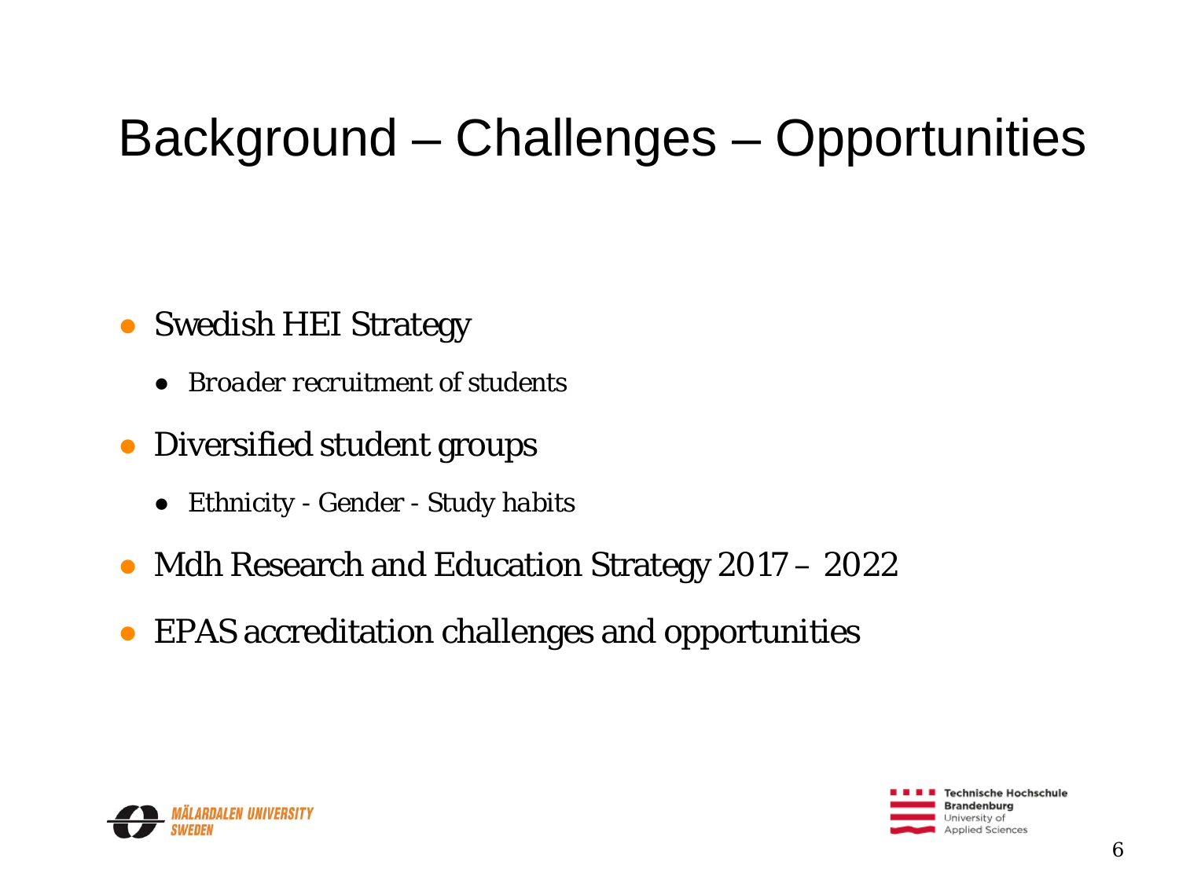# Background – Challenges – Opportunities

- Swedish HEI Strategy
  - Broader recruitment of students
- Diversified student groups
  - Ethnicity - Gender - Study habits
- Mdh Research and Education Strategy 2017 – 2022
- EPAS accreditation challenges and opportunities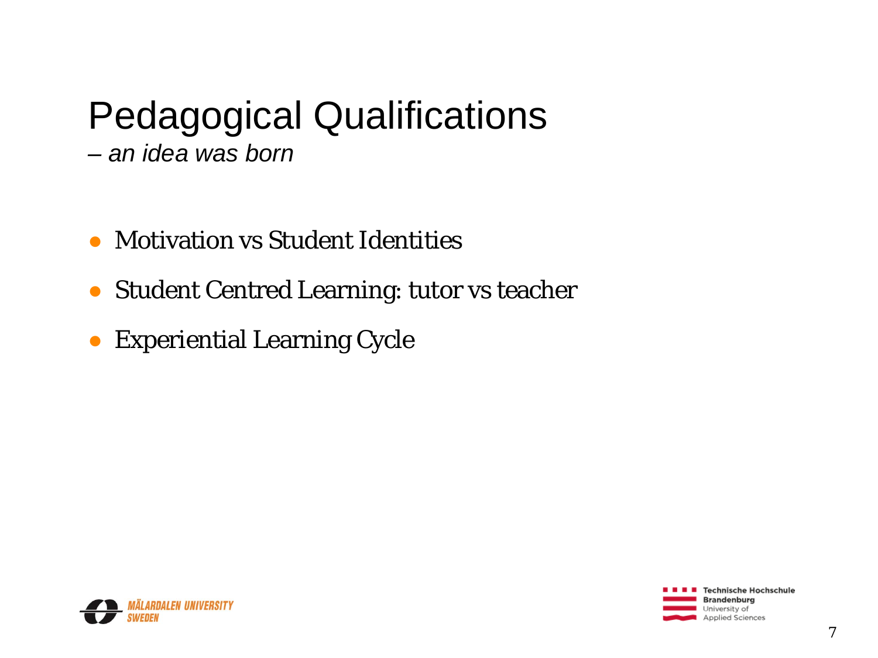# Pedagogical Qualifications

*– an idea was born*

- Motivation vs Student Identities
- Student Centred Learning: tutor vs teacher
- Experiential Learning Cycle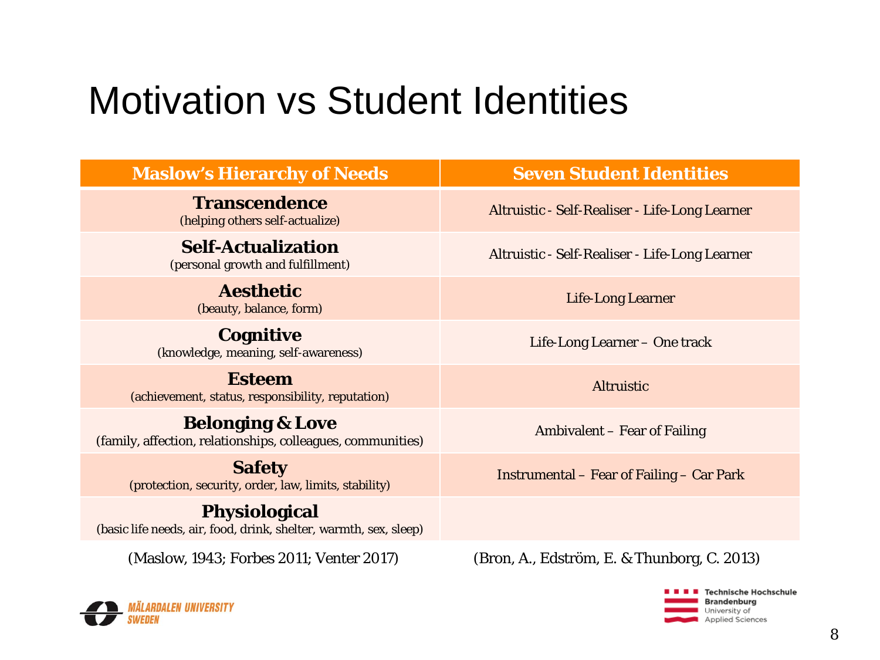# Motivation vs Student Identities

| Maswlow's Hierarchy of Needs | Seven Student Identities |
|---|---|
| **Transcendence** (helping others self-actualize) | Altruistic - Self-Realiser - Life-Long Learner |
| **Self-Actualization** (personal growth and fulfillment) | Altruistic - Self-Realiser - Life-Long Learner |
| **Aesthetic** (beauty, balance, form) | Life-Long Learner |
| **Cognitive** (knowledge, meaning, self-awareness) | Life-Long Learner – One track |
| **Esteem** (achievement, status, responsibility, reputation) | Altruistic |
| **Belonging & Love** (family, affection, relationships, colleagues, communities) | Ambivalent – Fear of Failing |
| **Safety** (protection, security, order, law, limits, stability) | Instrumental – Fear of Failing – Car Park |
| **Physiological** (basic life needs, air, food, drink, shelter, warmth, sex, sleep) | |
| (Maslow, 1943; Forbes 2011; Venter 2017) | (Bron, A., Edström, E. & Thunborg, C. 2013) |

MÄLARDALEN UNIVERSITY SWEDEN

Technische Hochschule Brandenburg University of Applied Sciences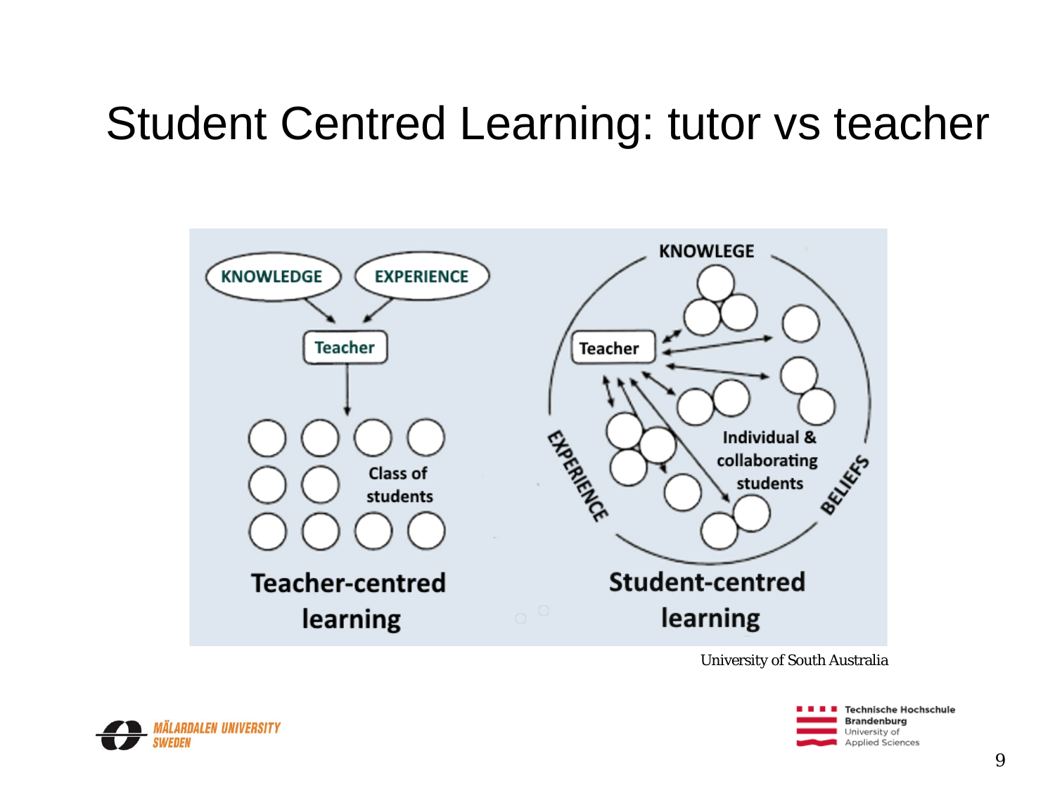# Student Centred Learning: tutor vs teacher

KNOWLEDGE

EXPERIENCE

Teacher

Class of students

**Teacher-centred learning**

KNOWLEGE

EXPERIENCE

BELIEFS

Teacher

Individual & collaborating students

**Student-centred learning**

University of South Australia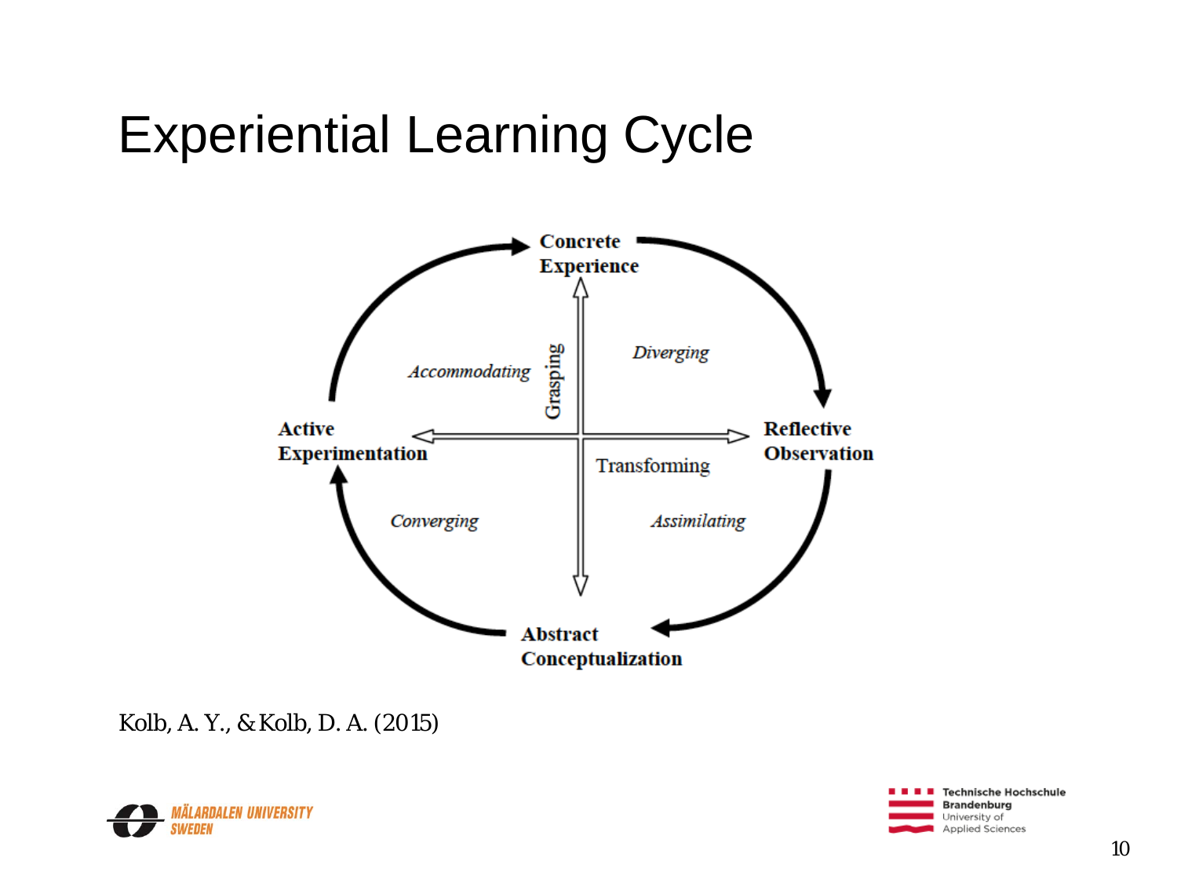# Experiential Learning Cycle

Concrete Experience

Reflective Observation

Abstract Conceptualization

Active Experimentation

*Diverging*

*Assimilating*

*Converging*

*Accommodating*

Grasping

Transforming

Kolb, A. Y., & Kolb, D. A. (2015)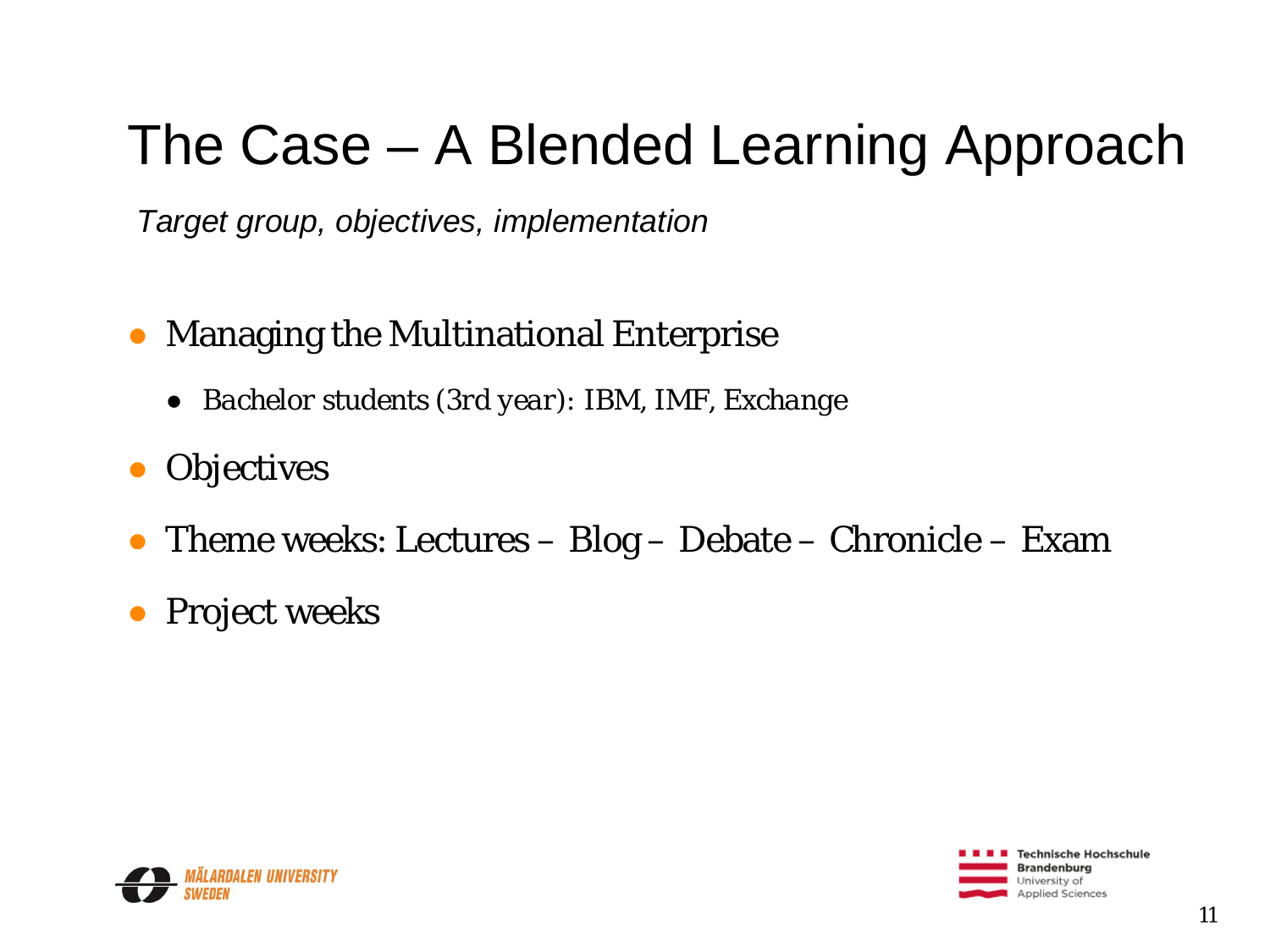# The Case – A Blended Learning Approach

*Target group, objectives, implementation*

- Managing the Multinational Enterprise
  - *Bachelor students (3rd year): IBM, IMF, Exchange*
- Objectives
- Theme weeks: Lectures – Blog – Debate – Chronicle – Exam
- Project weeks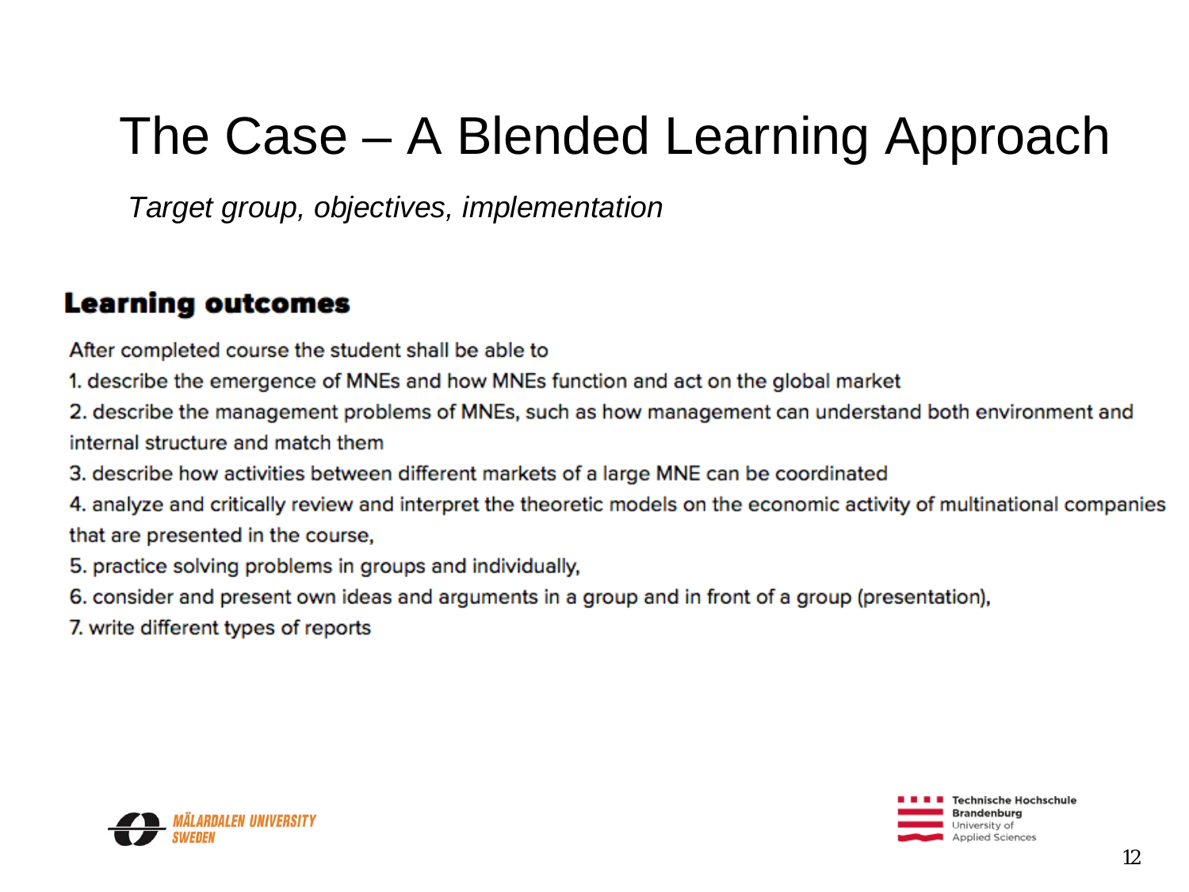# The Case – A Blended Learning Approach

*Target group, objectives, implementation*

## Learning outcomes

After completed course the student shall be able to

1. describe the emergence of MNEs and how MNEs function and act on the global market
2. describe the management problems of MNEs, such as how management can understand both environment and internal structure and match them
3. describe how activities between different markets of a large MNE can be coordinated
4. analyze and critically review and interpret the theoretic models on the economic activity of multinational companies that are presented in the course,
5. practice solving problems in groups and individually,
6. consider and present own ideas and arguments in a group and in front of a group (presentation),
7. write different types of reports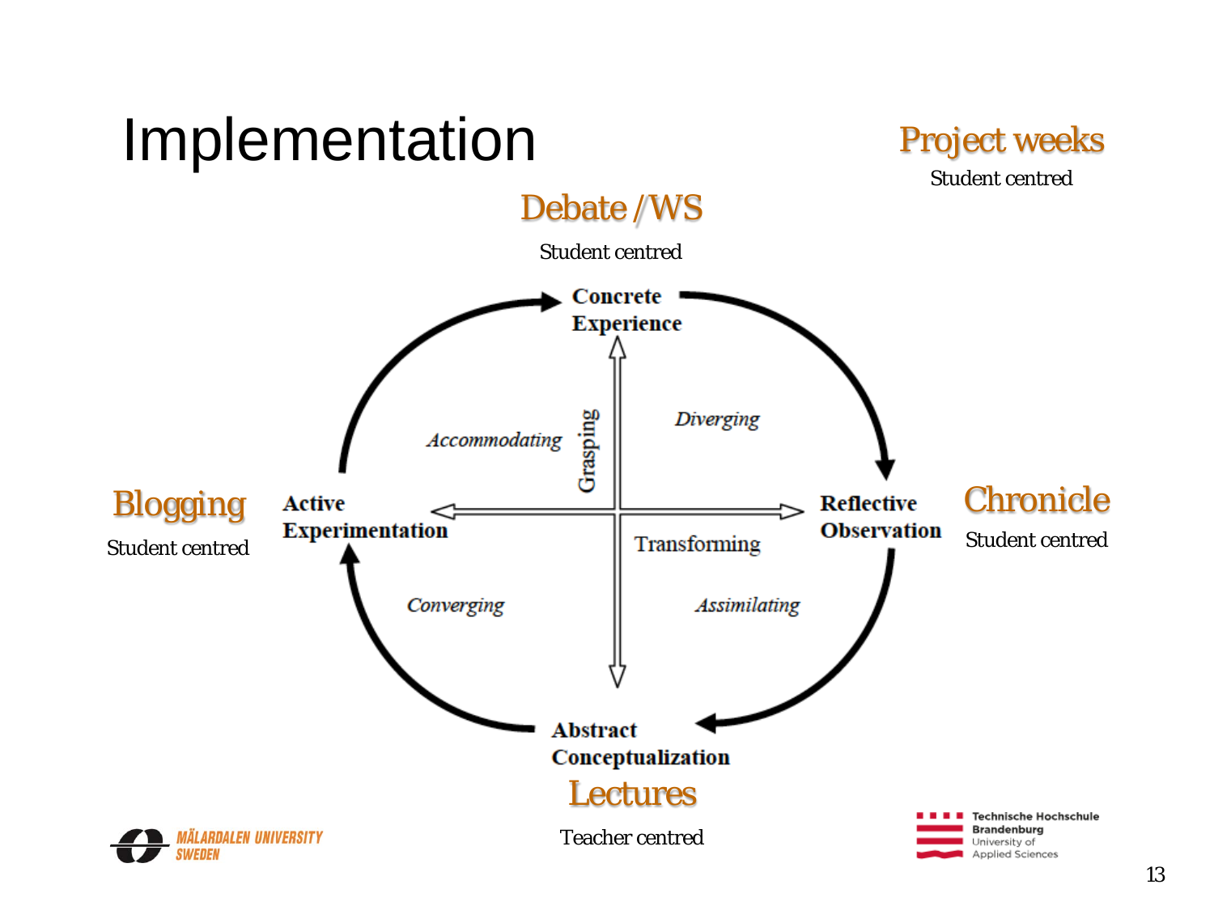# Implementation

**Project weeks**
Student centred

**Debate /WS**
Student centred

**Concrete Experience**

*Accommodating* — Grasping — *Diverging*

**Blogging**
Student centred

**Active Experimentation** — Transforming — **Reflective Observation**

**Chronicle**
Student centred

*Converging* — *Assimilating*

**Abstract Conceptualization**

**Lectures**
Teacher centred

MÄLARDALEN UNIVERSITY SWEDEN

Technische Hochschule Brandenburg University of Applied Sciences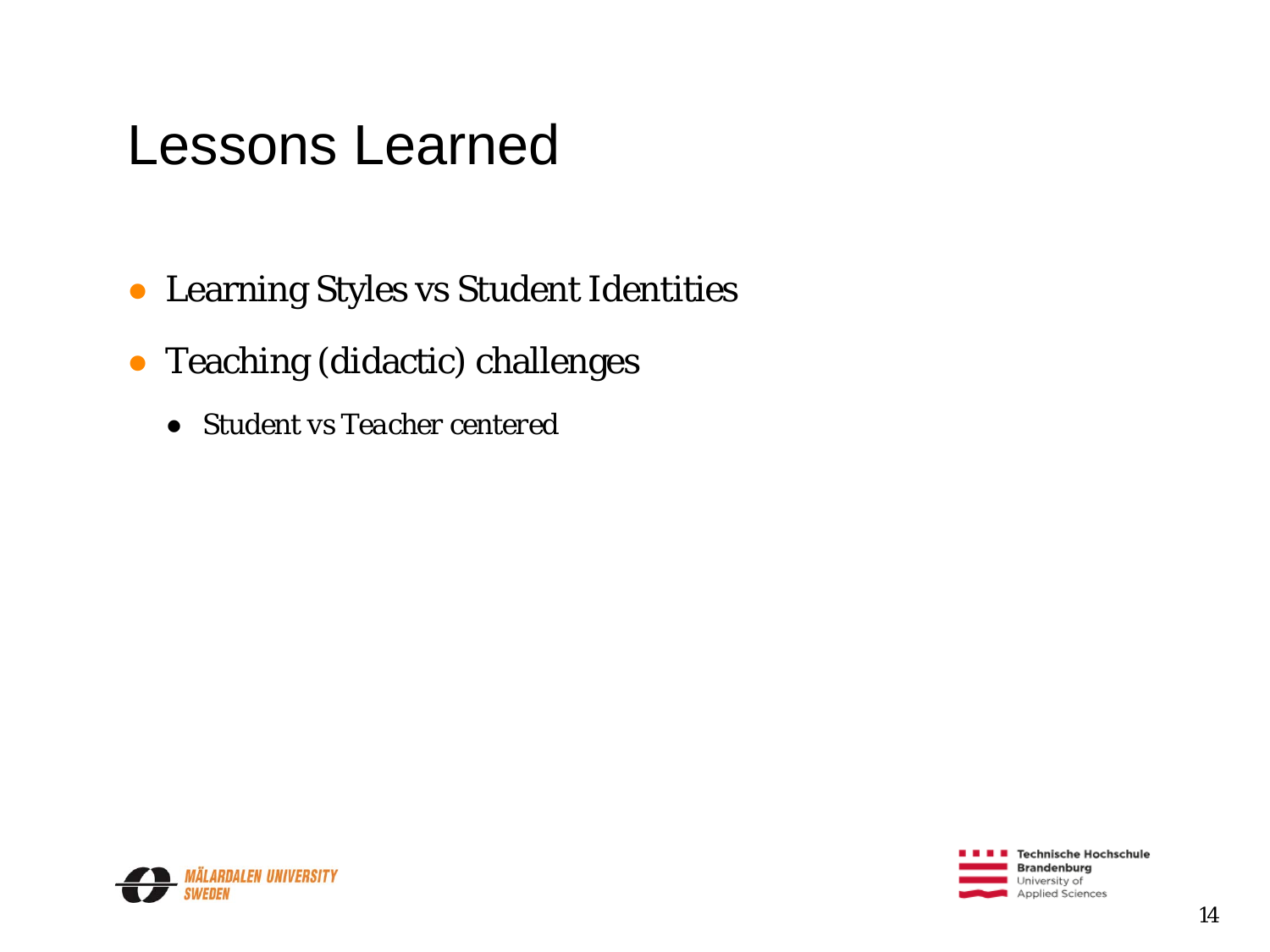# Lessons Learned

- Learning Styles vs Student Identities
- Teaching (didactic) challenges
  - *Student vs Teacher centered*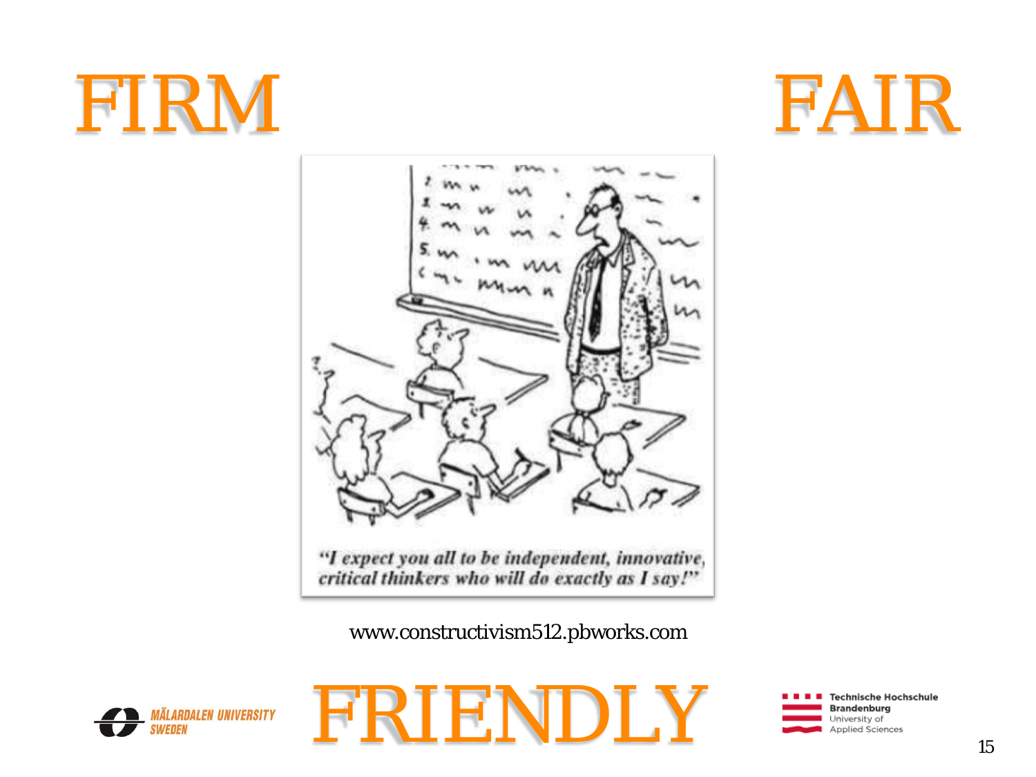# FIRM

# FAIR

"I expect you all to be independent, innovative, critical thinkers who will do exactly as I say!"

www.constructivism512.pbworks.com

# FRIENDLY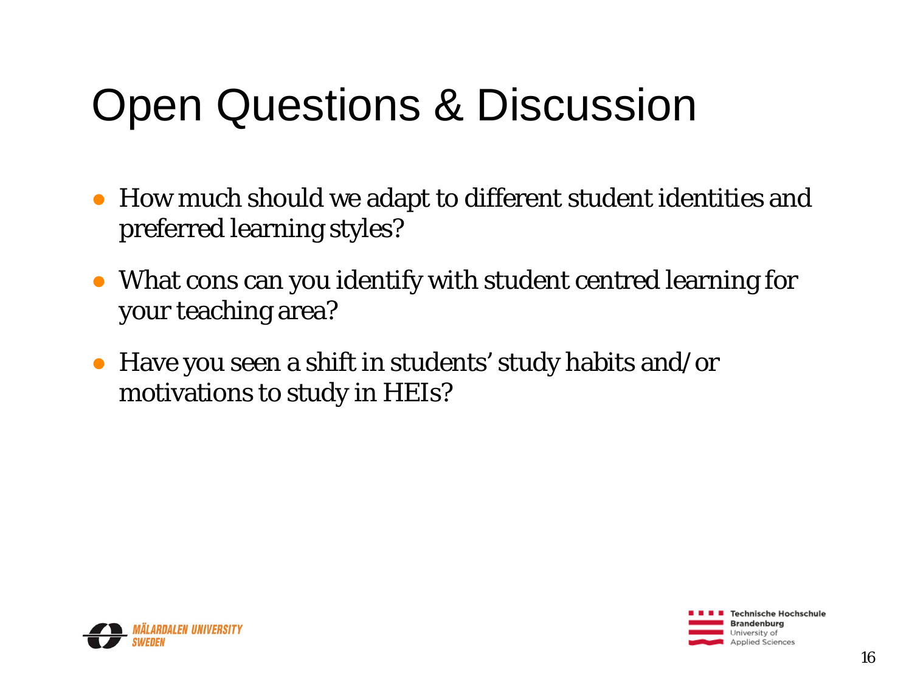# Open Questions & Discussion

- How much should we adapt to different student identities and preferred learning styles?
- What cons can you identify with student centred learning for your teaching area?
- Have you seen a shift in students' study habits and/or motivations to study in HEIs?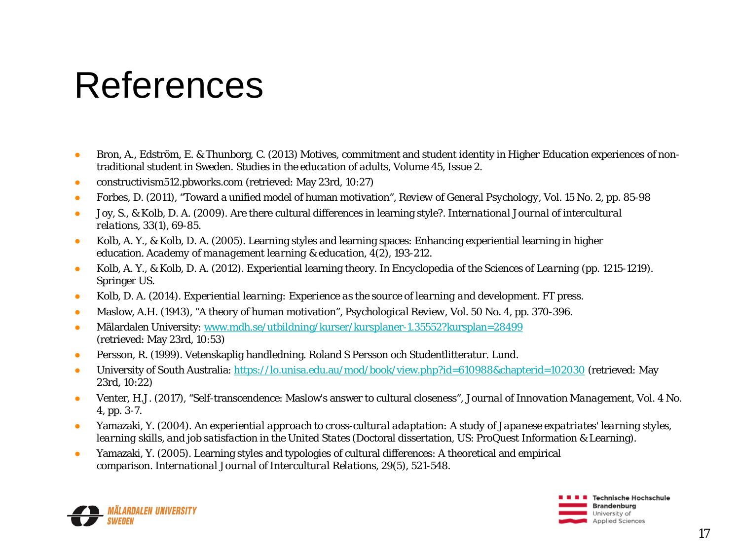# References

- Bron, A., Edström, E. & Thunborg, C. (2013) Motives, commitment and student identity in Higher Education experiences of non-traditional student in Sweden. *Studies in the education of adults*, Volume 45, Issue 2.
- constructivism512.pbworks.com (retrieved: May 23rd, 10:27)
- Forbes, D. (2011), "Toward a unified model of human motivation", *Review of General Psychology*, Vol. 15 No. 2, pp. 85-98
- Joy, S., & Kolb, D. A. (2009). Are there cultural differences in learning style?. *International Journal of intercultural relations*, 33(1), 69-85.
- Kolb, A. Y., & Kolb, D. A. (2005). Learning styles and learning spaces: Enhancing experiential learning in higher education. *Academy of management learning & education*, 4(2), 193-212.
- Kolb, A. Y., & Kolb, D. A. (2012). Experiential learning theory. In *Encyclopedia of the Sciences of Learning* (pp. 1215-1219). Springer US.
- Kolb, D. A. (2014). *Experiential learning: Experience as the source of learning and development*. FT press.
- Maslow, A.H. (1943), "A theory of human motivation", *Psychological Review*, Vol. 50 No. 4, pp. 370-396.
- Mälardalen University: www.mdh.se/utbildning/kurser/kursplaner-1.35552?kursplan=28499 (retrieved: May 23rd, 10:53)
- Persson, R. (1999). Vetenskaplig handledning. Roland S Persson och Studentlitteratur. Lund.
- University of South Australia: https://lo.unisa.edu.au/mod/book/view.php?id=610988&chapterid=102030 (retrieved: May 23rd, 10:22)
- Venter, H.J. (2017), "Self-transcendence: Maslow's answer to cultural closeness", *Journal of Innovation Management*, Vol. 4 No. 4, pp. 3-7.
- Yamazaki, Y. (2004). *An experiential approach to cross-cultural adaptation: A study of Japanese expatriates' learning styles, learning skills, and job satisfaction in the United States* (Doctoral dissertation, US: ProQuest Information & Learning).
- Yamazaki, Y. (2005). Learning styles and typologies of cultural differences: A theoretical and empirical comparison. *International Journal of Intercultural Relations*, 29(5), 521-548.

MÄLARDALEN UNIVERSITY SWEDEN

Technische Hochschule Brandenburg University of Applied Sciences